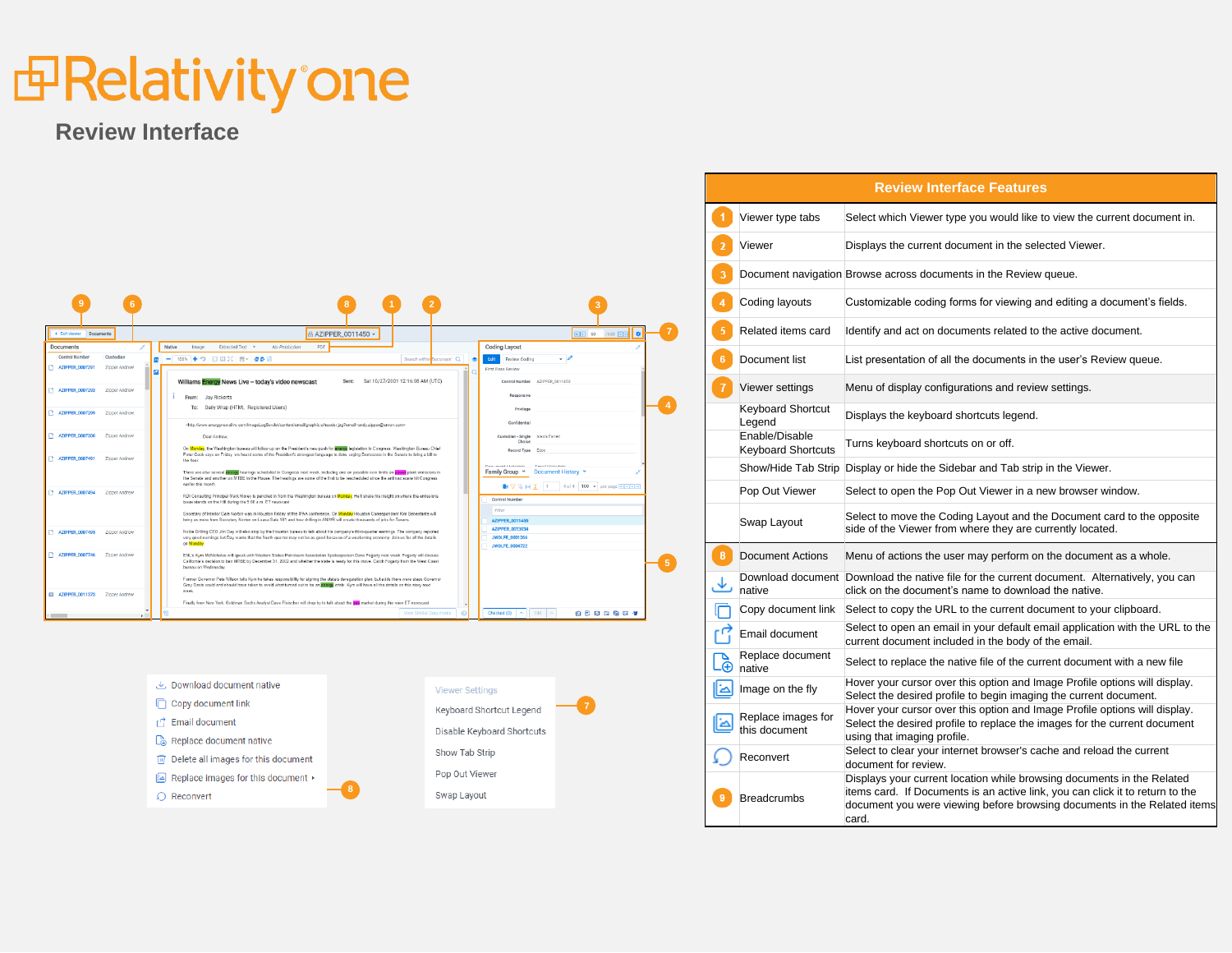# RelativityOne

## Review Interface

| | Review Interface Features | |
|---|---|---|
| 1 | Viewer type tabs | Select which Viewer type you would like to view the current document in. |
| 2 | Viewer | Displays the current document in the selected Viewer. |
| 3 | Document navigation | Browse across documents in the Review queue. |
| 4 | Coding layouts | Customizable coding forms for viewing and editing a document's fields. |
| 5 | Related items card | Identify and act on documents related to the active document. |
| 6 | Document list | List presentation of all the documents in the user's Review queue. |
| 7 | Viewer settings | Menu of display configurations and review settings. |
| | Keyboard Shortcut Legend | Displays the keyboard shortcuts legend. |
| | Enable/Disable Keyboard Shortcuts | Turns keyboard shortcuts on or off. |
| | Show/Hide Tab Strip | Display or hide the Sidebar and Tab strip in the Viewer. |
| | Pop Out Viewer | Select to open the Pop Out Viewer in a new browser window. |
| | Swap Layout | Select to move the Coding Layout and the Document card to the opposite side of the Viewer from where they are currently located. |
| 8 | Document Actions | Menu of actions the user may perform on the document as a whole. |
| | Download document native | Download the native file for the current document. Alternatively, you can click on the document's name to download the native. |
| | Copy document link | Select to copy the URL to the current document to your clipboard. |
| | Email document | Select to open an email in your default email application with the URL to the current document included in the body of the email. |
| | Replace document native | Select to replace the native file of the current document with a new file |
| | Image on the fly | Hover your cursor over this option and Image Profile options will display. Select the desired profile to begin imaging the current document. |
| | Replace images for this document | Hover your cursor over this option and Image Profile options will display. Select the desired profile to replace the images for the current document using that imaging profile. |
| | Reconvert | Select to clear your internet browser's cache and reload the current document for review. |
| 9 | Breadcrumbs | Displays your current location while browsing documents in the Related items card. If Documents is an active link, you can click on it to return to the document you were viewing before browsing documents in the Related items card. |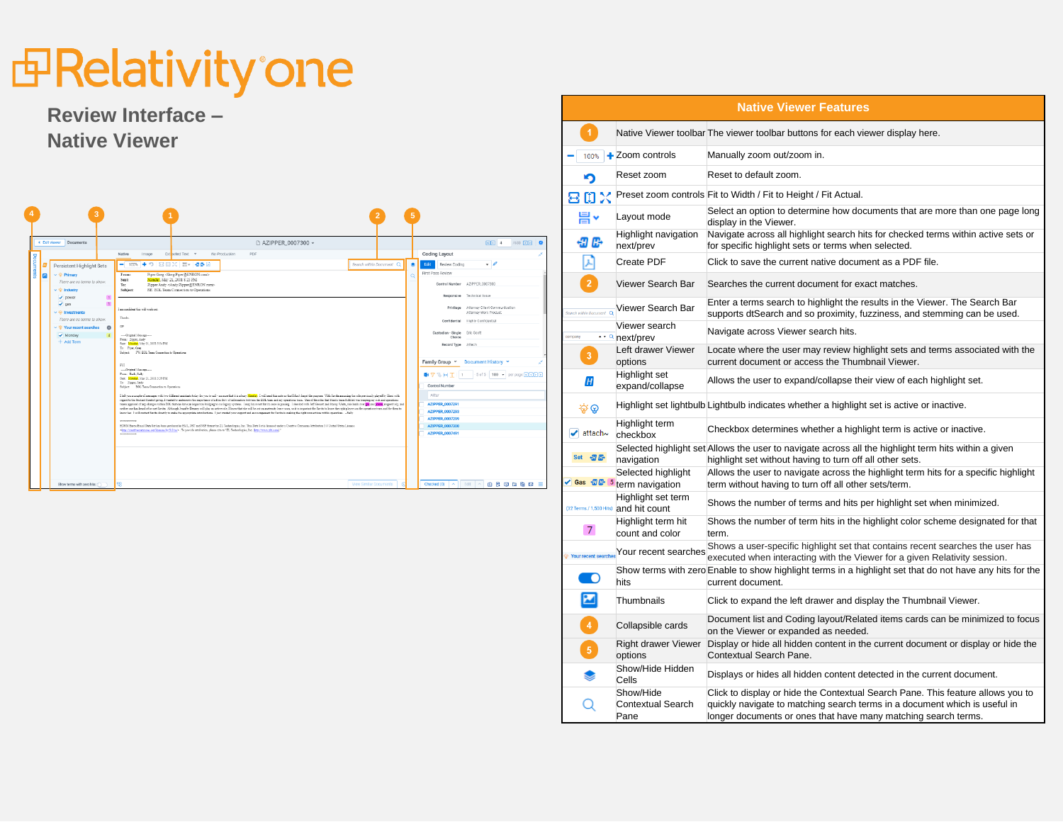# RelativityOne

## Review Interface – Native Viewer

| Native Viewer Features | | |
|---|---|---|
| 1 | Native Viewer toolbar | The viewer toolbar buttons for each viewer display here. |
| 100% | Zoom controls | Manually zoom out/zoom in. |
| | Reset zoom | Reset to default zoom. |
| | Preset zoom controls | Fit to Width / Fit to Height / Fit Actual. |
| | Layout mode | Select an option to determine how documents that are more than one page long display in the Viewer. |
| | Highlight navigation next/prev | Navigate across all highlight search hits for checked terms within active sets or for specific highlight sets or terms when selected. |
| | Create PDF | Click to save the current native document as a PDF file. |
| 2 | Viewer Search Bar | Searches the current document for exact matches. |
| Search within Document | Viewer Search Bar | Enter a terms search to highlight the results in the Viewer. The Search Bar supports dtSearch and so proximity, fuzziness, and stemming can be used. |
| company | Viewer search next/prev | Navigate across Viewer search hits. |
| 3 | Left drawer Viewer options | Locate where the user may review highlight sets and terms associated with the current document or access the Thumbnail Viewer. |
| | Highlight set expand/collapse | Allows the user to expand/collapse their view of each highlight set. |
| | Highlight set lightbulb | Lightbulb indicates whether a highlight set is active or inactive. |
| attach~ | Highlight term checkbox | Checkbox determines whether a highlight term is active or inactive. |
| Set | Selected highlight set navigation | Allows the user to navigate across all the highlight term hits within a given highlight set without having to turn off all other sets. |
| Gas 5 | Selected highlight term navigation | Allows the user to navigate across the highlight term hits for a specific highlight term without having to turn off all other sets/term. |
| (32 Terms / 1,500 Hits) | Highlight set term and hit count | Shows the number of terms and hits per highlight set when minimized. |
| 7 | Highlight term hit count and color | Shows the number of term hits in the highlight color scheme designated for that term. |
| Your recent searches | Your recent searches | Shows a user-specific highlight set that contains recent searches the user has executed when interacting with the Viewer for a given Relativity session. |
| | Show terms with zero hits | Enable to show highlight terms in a highlight set that do not have any hits for the current document. |
| | Thumbnails | Click to expand the left drawer and display the Thumbnail Viewer. |
| 4 | Collapsible cards | Document list and Coding layout/Related items cards can be minimized to focus on the Viewer or expanded as needed. |
| 5 | Right drawer Viewer options | Display or hide all hidden content in the current document or display or hide the Contextual Search Pane. |
| | Show/Hide Hidden Cells | Displays or hides all hidden content detected in the current document. |
| | Show/Hide Contextual Search Pane | Click to display or hide the Contextual Search Pane. This feature allows you to quickly navigate to matching search terms in a document which is useful in longer documents or ones that have many matching search terms. |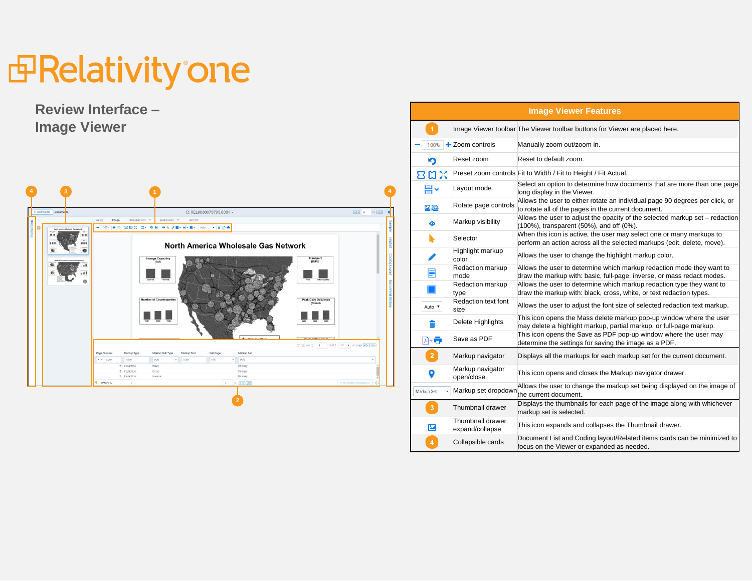# Relativity one

## Review Interface – Image Viewer

| Image Viewer Features | | |
|---|---|---|
| 1 | Image Viewer toolbar | The Viewer toolbar buttons for Viewer are placed here. |
| 100% | Zoom controls | Manually zoom out/zoom in. |
| | Reset zoom | Reset to default zoom. |
| | Preset zoom controls | Fit to Width / Fit to Height / Fit Actual. |
| | Layout mode | Select an option to determine how documents that are more than one page long display in the Viewer. |
| | Rotate page controls | Allows the user to either rotate an individual page 90 degrees per click, or to rotate all of the pages in the current document. |
| | Markup visibility | Allows the user to adjust the opacity of the selected markup set – redaction (100%), transparent (50%), and off (0%). |
| | Selector | When this icon is active, the user may select one or many markups to perform an action across all the selected markups (edit, delete, move). |
| | Highlight markup color | Allows the user to change the highlight markup color. |
| | Redaction markup mode | Allows the user to determine which markup redaction mode they want to draw the markup with: basic, full-page, inverse, or mass redact modes. |
| | Redaction markup type | Allows the user to determine which markup redaction type they want to draw the markup with: black, cross, white, or text redaction types. |
| Auto | Redaction text font size | Allows the user to adjust the font size of selected redaction text markup. |
| | Delete Highlights | This icon opens the Mass delete markup pop-up window where the user may delete a highlight markup, partial markup, or full-page markup. |
| | Save as PDF | This icon opens the Save as PDF pop-up window where the user may determine the settings for saving the image as a PDF. |
| 2 | Markup navigator | Displays all the markups for each markup set for the current document. |
| | Markup navigator open/close | This icon opens and closes the Markup navigator drawer. |
| Markup Set | Markup set dropdown | Allows the user to change the markup set being displayed on the image of the current document. |
| 3 | Thumbnail drawer | Displays the thumbnails for each page of the image along with whichever markup set is selected. |
| | Thumbnail drawer expand/collapse | This icon expands and collapses the Thumbnail drawer. |
| 4 | Collapsible cards | Document List and Coding layout/Related items cards can be minimized to focus on the Viewer or expanded as needed. |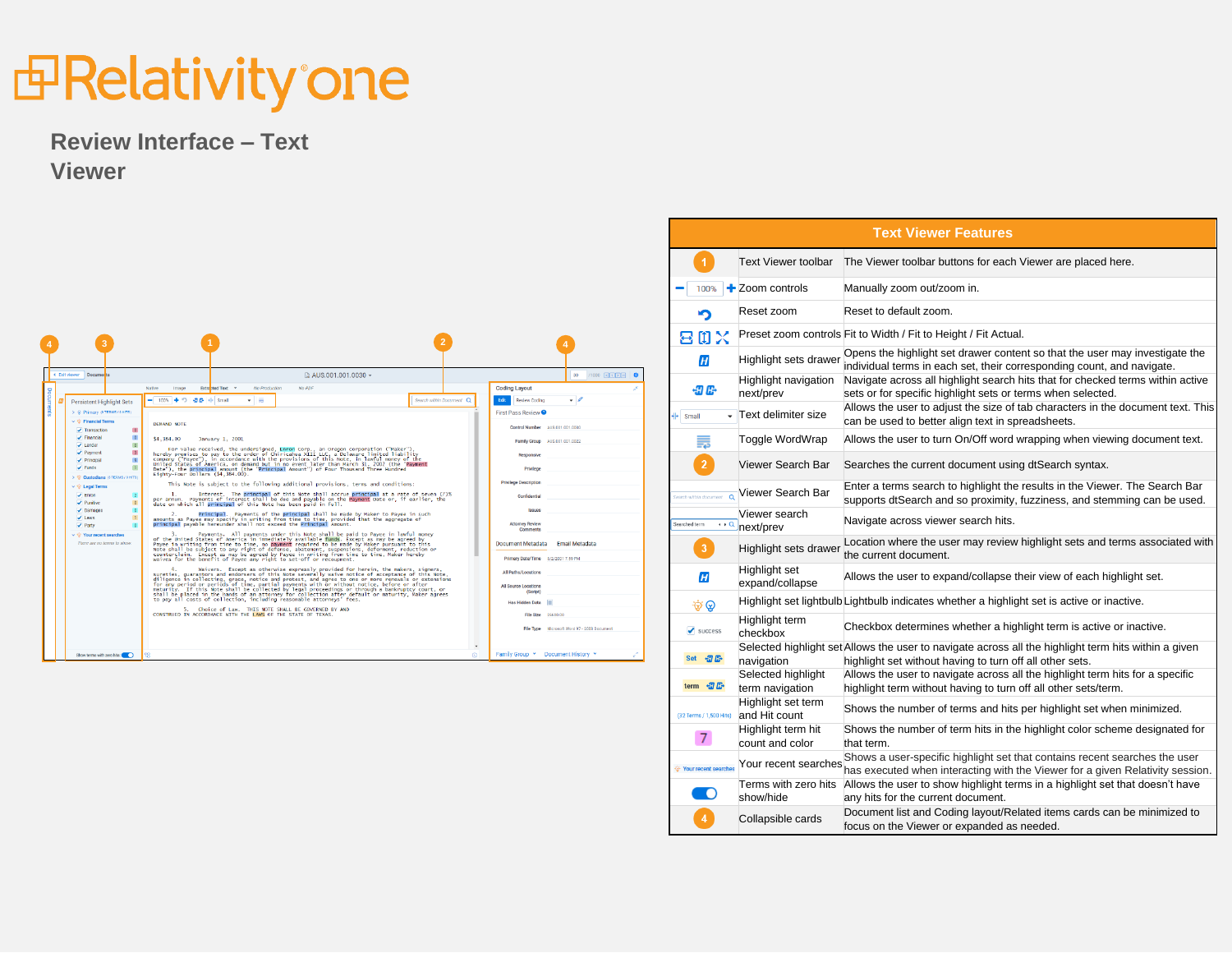# Relativity one

## Review Interface – Text Viewer

| Text Viewer Features | | |
|---|---|---|
| 1 | Text Viewer toolbar | The Viewer toolbar buttons for each Viewer are placed here. |
| − 100% + | Zoom controls | Manually zoom out/zoom in. |
| | Reset zoom | Reset to default zoom. |
| | Preset zoom controls | Fit to Width / Fit to Height / Fit Actual. |
| | Highlight sets drawer | Opens the highlight set drawer content so that the user may investigate the individual terms in each set, their corresponding count, and navigate. |
| | Highlight navigation next/prev | Navigate across all highlight search hits that for checked terms within active sets or for specific highlight sets or terms when selected. |
| Small | Text delimiter size | Allows the user to adjust the size of tab characters in the document text. This can be used to better align text in spreadsheets. |
| | Toggle WordWrap | Allows the user to turn On/Off word wrapping when viewing document text. |
| 2 | Viewer Search Bar | Searches the current document using dtSearch syntax. |
| Search within document | Viewer Search Bar | Enter a terms search to highlight the results in the Viewer. The Search Bar supports dtSearch and so proximity, fuzziness, and stemming can be used. |
| Searched term | Viewer search next/prev | Navigate across viewer search hits. |
| 3 | Highlight sets drawer | Location where the user may review highlight sets and terms associated with the current document. |
| | Highlight set expand/collapse | Allows the user to expand/collapse their view of each highlight set. |
| | Highlight set lightbulb | Lightbulb indicates whether a highlight set is active or inactive. |
| SUCCESS | Highlight term checkbox | Checkbox determines whether a highlight term is active or inactive. |
| Set | Selected highlight set navigation | Allows the user to navigate across all the highlight term hits within a given highlight set without having to turn off all other sets. |
| term | Selected highlight term navigation | Allows the user to navigate across all the highlight term hits for a specific highlight term without having to turn off all other sets/term. |
| (32 Terms / 1,508 Hits) | Highlight set term and Hit count | Shows the number of terms and hits per highlight set when minimized. |
| 7 | Highlight term hit count and color | Shows the number of term hits in the highlight color scheme designated for that term. |
| Your recent searches | Your recent searches | Shows a user-specific highlight set that contains recent searches the user has executed when interacting with the Viewer for a given Relativity session. |
| | Terms with zero hits show/hide | Allows the user to show highlight terms in a highlight set that doesn't have any hits for the current document. |
| 4 | Collapsible cards | Document list and Coding layout/Related items cards can be minimized to focus on the Viewer or expanded as needed. |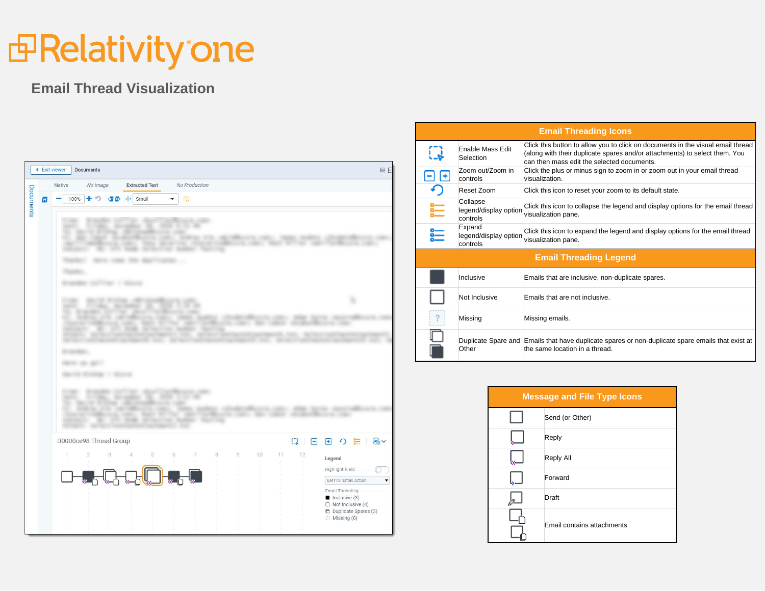# Relativity one

## Email Thread Visualization

| Email Threading Icons | | |
|---|---|---|
| | Enable Mass Edit Selection | Click this button to allow you to click on documents in the visual email thread (along with their duplicate spares and/or attachments) to select them. You can then mass edit the selected documents. |
| | Zoom out/Zoom in controls | Click the plus or minus sign to zoom in or zoom out in your email thread visualization. |
| | Reset Zoom | Click this icon to reset your zoom to its default state. |
| | Collapse legend/display option controls | Click this icon to collapse the legend and display options for the email thread visualization pane. |
| | Expand legend/display option controls | Click this icon to expand the legend and display options for the email thread visualization pane. |
| **Email Threading Legend** | | |
| | Inclusive | Emails that are inclusive, non-duplicate spares. |
| | Not Inclusive | Emails that are not inclusive. |
| | Missing | Missing emails. |
| | Duplicate Spare and Other | Emails that have duplicate spares or non-duplicate spare emails that exist at the same location in a thread. |

| Message and File Type Icons | |
|---|---|
| | Send (or Other) |
| | Reply |
| | Reply All |
| | Forward |
| | Draft |
| | Email contains attachments |